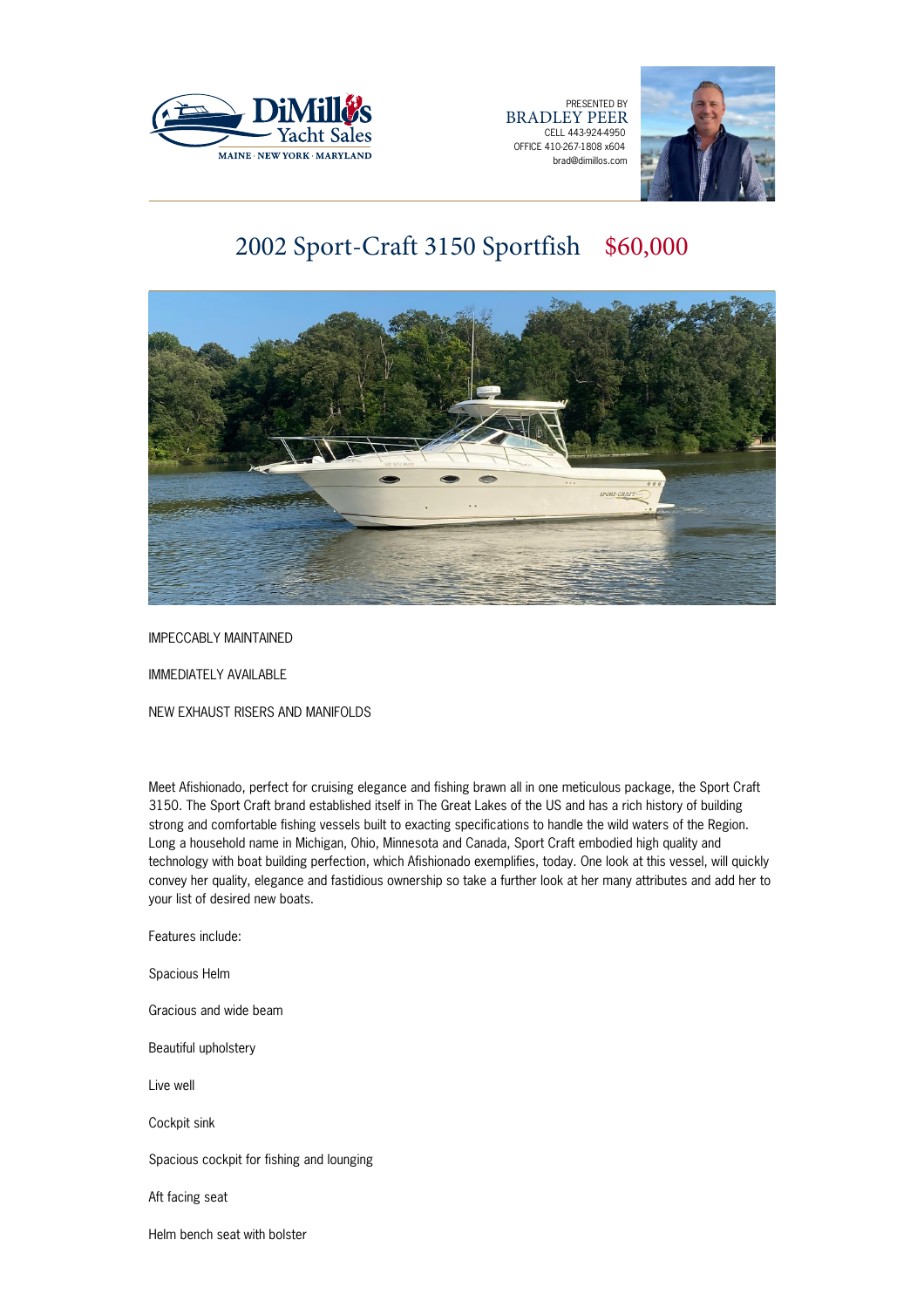DiMillo's Yacht Sales
MAINE · NEW YORK · MARYLAND

PRESENTED BY
BRADLEY PEER
CELL 443-924-4950
OFFICE 410-267-1808 x604
brad@dimillos.com

# 2002 Sport-Craft 3150 Sportfish $60,000

IMPECCABLY MAINTAINED

IMMEDIATELY AVAILABLE

NEW EXHAUST RISERS AND MANIFOLDS

Meet Afishionado, perfect for cruising elegance and fishing brawn all in one meticulous package, the Sport Craft 3150. The Sport Craft brand established itself in The Great Lakes of the US and has a rich history of building strong and comfortable fishing vessels built to exacting specifications to handle the wild waters of the Region. Long a household name in Michigan, Ohio, Minesota and Canada, Sport Craft embodied high quality and technology with boat building perfection, which Afishionado exemplifies, today. One look at this vessel, will quickly convey her quality, elegance and fastidious ownership so take a further look at her many attributes and add her to your list of desired new boats.

Features include:

Spacious Helm

Gracious and wide beam

Beautiful upholstery

Live well

Cockpit sink

Spacious cockpit for fishing and lounging

Aft facing seat

Helm bench seat with bolster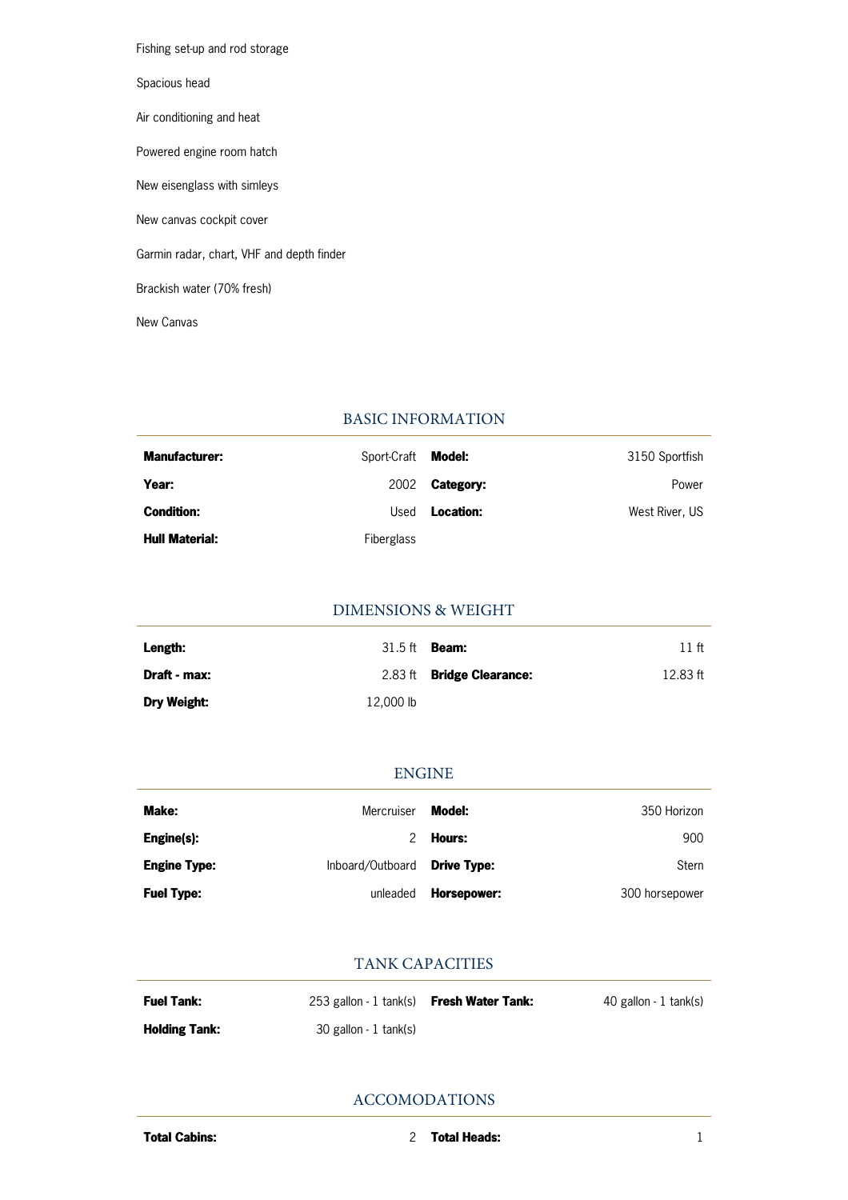Fishing set-up and rod storage

Spacious head

Air conditioning and heat

Powered engine room hatch

New eisenglass with simleys

New canvas cockpit cover

Garmin radar, chart, VHF and depth finder

Brackish water (70% fresh)

New Canvas

## BASIC INFORMATION

| | | | |
|---|---|---|---|
| **Manufacturer:** | Sport-Craft | **Model:** | 3150 Sportfish |
| **Year:** | 2002 | **Category:** | Power |
| **Condition:** | Used | **Location:** | West River, US |
| **Hull Material:** | Fiberglass | | |

## DIMENSIONS & WEIGHT

| | | | |
|---|---|---|---|
| **Length:** | 31.5 ft | **Beam:** | 11 ft |
| **Draft - max:** | 2.83 ft | **Bridge Clearance:** | 12.83 ft |
| **Dry Weight:** | 12,000 lb | | |

## ENGINE

| | | | |
|---|---|---|---|
| **Make:** | Mercruiser | **Model:** | 350 Horizon |
| **Engine(s):** | 2 | **Hours:** | 900 |
| **Engine Type:** | Inboard/Outboard | **Drive Type:** | Stern |
| **Fuel Type:** | unleaded | **Horsepower:** | 300 horsepower |

## TANK CAPACITIES

| | | | |
|---|---|---|---|
| **Fuel Tank:** | 253 gallon - 1 tank(s) | **Fresh Water Tank:** | 40 gallon - 1 tank(s) |
| **Holding Tank:** | 30 gallon - 1 tank(s) | | |

## ACCOMODATIONS

| | | | |
|---|---|---|---|
| **Total Cabins:** | 2 | **Total Heads:** | 1 |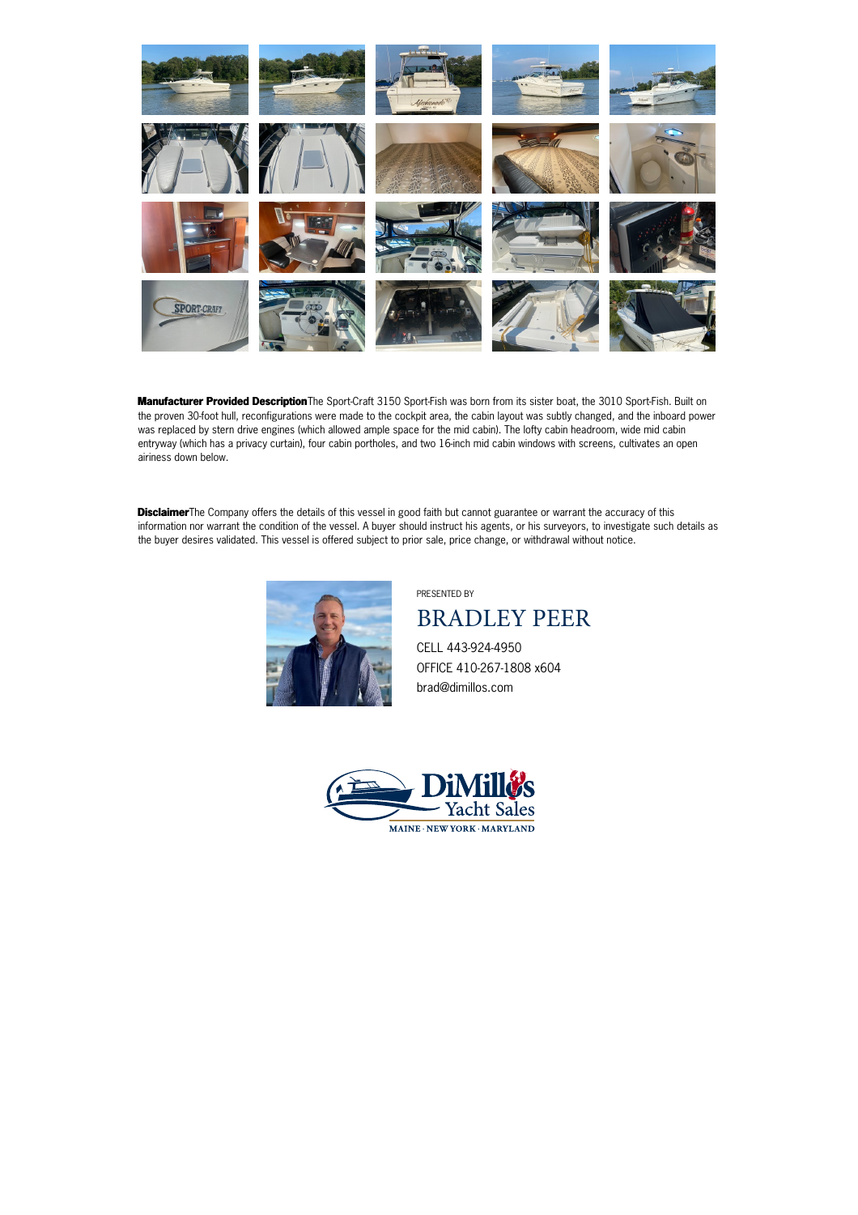**Manufacturer Provided Description** The Sport-Craft 3150 Sport-Fish was born from its sister boat, the 3010 Sport-Fish. Built on the proven 30-foot hull, reconfigurations were made to the cockpit area, the cabin layout was subtly changed, and the inboard power was replaced by stern drive engines (which allowed ample space for the mid cabin). The lofty cabin headroom, wide mid cabin entryway (which has a privacy curtain), four cabin portholes, and two 16-inch mid cabin windows with screens, cultivates an open airiness down below.

**Disclaimer** The Company offers the details of this vessel in good faith but cannot guarantee or warrant the accuracy of this information nor warrant the condition of the vessel. A buyer should instruct his agents, or his surveyors, to investigate such details as the buyer desires validated. This vessel is offered subject to prior sale, price change, or withdrawal without notice.

PRESENTED BY

## BRADLEY PEER

CELL 443-924-4950
OFFICE 410-267-1808 x604
brad@dimillos.com

DiMillo's Yacht Sales
MAINE · NEW YORK · MARYLAND